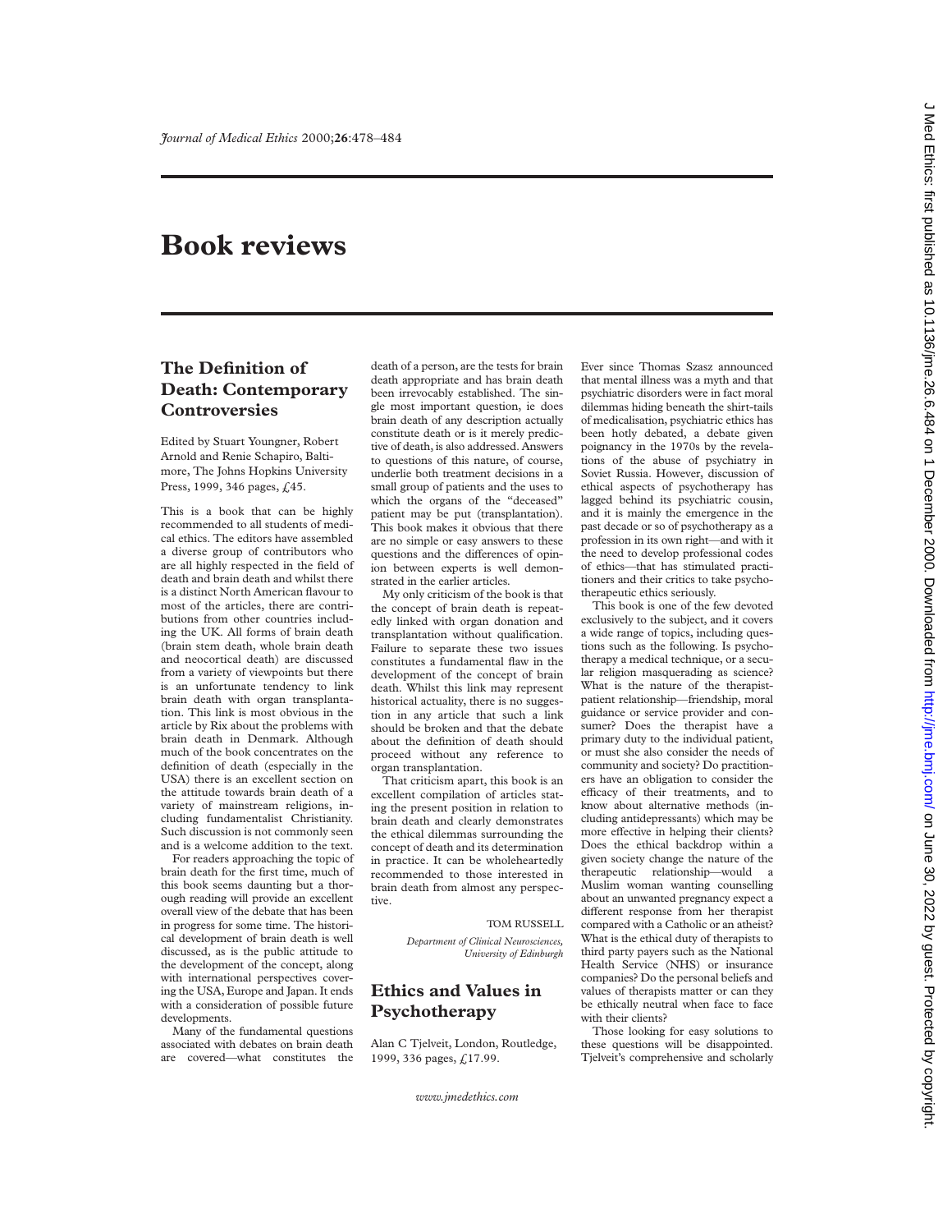# Book reviews

## The Definition of Death: Contemporary Controversies

Edited by Stuart Youngner, Robert Arnold and Renie Schapiro, Baltimore, The Johns Hopkins University Press, 1999, 346 pages, £45.

This is a book that can be highly recommended to all students of medical ethics. The editors have assembled a diverse group of contributors who are all highly respected in the field of death and brain death and whilst there is a distinct North American flavour to most of the articles, there are contributions from other countries including the UK. All forms of brain death (brain stem death, whole brain death and neocortical death) are discussed from a variety of viewpoints but there is an unfortunate tendency to link brain death with organ transplantation. This link is most obvious in the article by Rix about the problems with brain death in Denmark. Although much of the book concentrates on the definition of death (especially in the USA) there is an excellent section on the attitude towards brain death of a variety of mainstream religions, including fundamentalist Christianity. Such discussion is not commonly seen and is a welcome addition to the text.

For readers approaching the topic of brain death for the first time, much of this book seems daunting but a thorough reading will provide an excellent overall view of the debate that has been in progress for some time. The historical development of brain death is well discussed, as is the public attitude to the development of the concept, along with international perspectives covering the USA, Europe and Japan. It ends with a consideration of possible future developments.

Many of the fundamental questions associated with debates on brain death are covered—what constitutes the death of a person, are the tests for brain death appropriate and has brain death been irrevocably established. The single most important question, ie does brain death of any description actually constitute death or is it merely predictive of death, is also addressed. Answers to questions of this nature, of course, underlie both treatment decisions in a small group of patients and the uses to which the organs of the "deceased" patient may be put (transplantation). This book makes it obvious that there are no simple or easy answers to these questions and the differences of opinion between experts is well demonstrated in the earlier articles.

My only criticism of the book is that the concept of brain death is repeatedly linked with organ donation and transplantation without qualification. Failure to separate these two issues constitutes a fundamental flaw in the development of the concept of brain death. Whilst this link may represent historical actuality, there is no suggestion in any article that such a link should be broken and that the debate about the definition of death should proceed without any reference to organ transplantation.

That criticism apart, this book is an excellent compilation of articles stating the present position in relation to brain death and clearly demonstrates the ethical dilemmas surrounding the concept of death and its determination in practice. It can be wholeheartedly recommended to those interested in brain death from almost any perspective.

TOM RUSSELL

*Department of Clinical Neurosciences, University of Edinburgh*

## Ethics and Values in Psychotherapy

Alan C Tjelveit, London, Routledge, 1999, 336 pages, £17.99.

Ever since Thomas Szasz announced that mental illness was a myth and that psychiatric disorders were in fact moral dilemmas hiding beneath the shirt-tails of medicalisation, psychiatric ethics has been hotly debated, a debate given poignancy in the 1970s by the revelations of the abuse of psychiatry in Soviet Russia. However, discussion of ethical aspects of psychotherapy has lagged behind its psychiatric cousin, and it is mainly the emergence in the past decade or so of psychotherapy as a profession in its own right—and with it the need to develop professional codes of ethics—that has stimulated practitioners and their critics to take psychotherapeutic ethics seriously.

This book is one of the few devoted exclusively to the subject, and it covers a wide range of topics, including questions such as the following. Is psychotherapy a medical technique, or a secular religion masquerading as science? What is the nature of the therapist-patient relationship—friendship, moral guidance or service provider and consumer? Does the therapist have a primary duty to the individual patient, or must she also consider the needs of community and society? Do practitioners have an obligation to consider the efficacy of their treatments, and to know about alternative methods (including antidepressants) which may be more effective in helping their clients? Does the ethical backdrop within a given society change the nature of the therapeutic relationship—would a Muslim woman wanting counselling about an unwanted pregnancy expect a different response from her therapist compared with a Catholic or an atheist? What is the ethical duty of therapists to third party payers such as the National Health Service (NHS) or insurance companies? Do the personal beliefs and values of therapists matter or can they be ethically neutral when face to face with their clients?

Those looking for easy solutions to these questions will be disappointed. Tjelveit's comprehensive and scholarly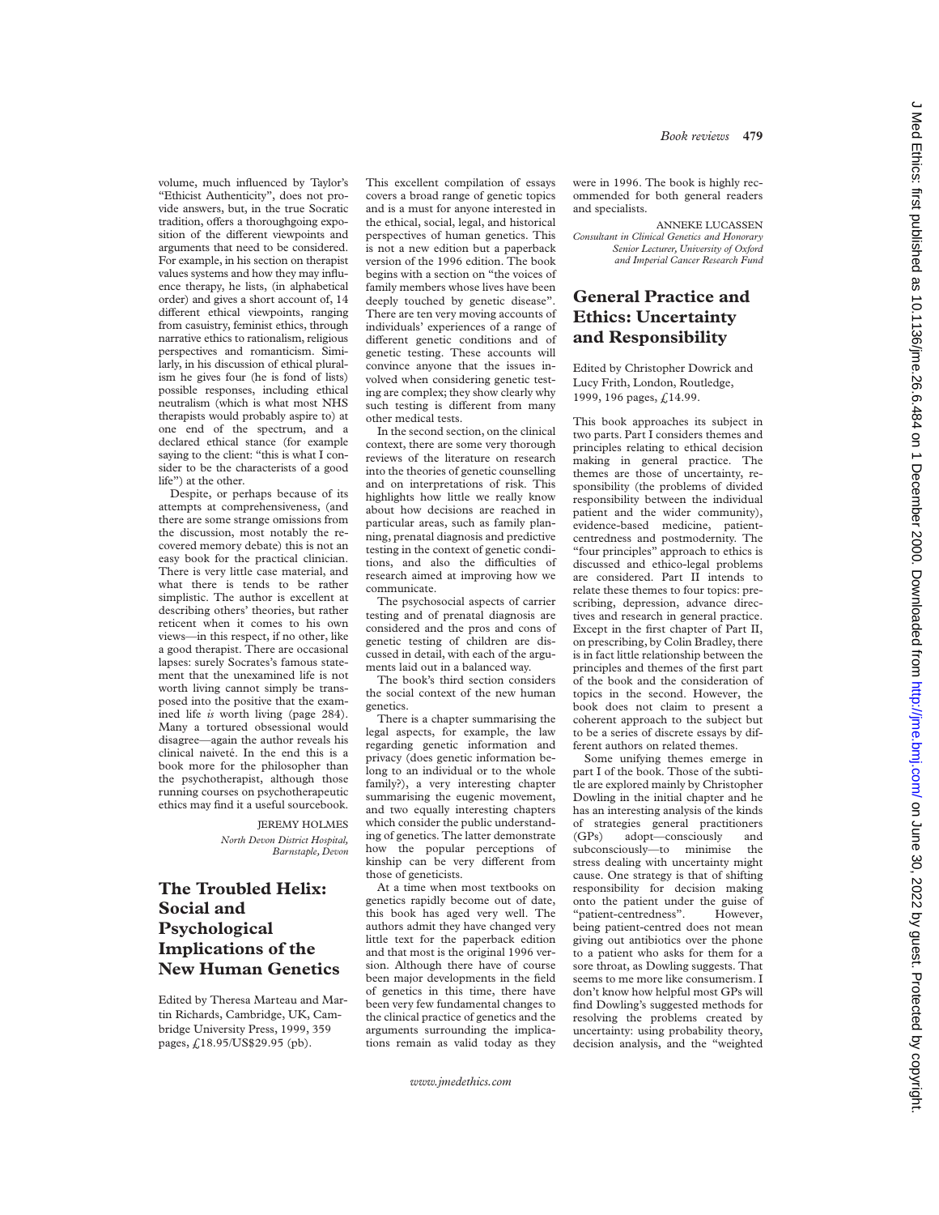volume, much influenced by Taylor's "Ethicist Authenticity", does not provide answers, but, in the true Socratic tradition, offers a thoroughgoing exposition of the different viewpoints and arguments that need to be considered. For example, in his section on therapist values systems and how they may influence therapy, he lists, (in alphabetical order) and gives a short account of, 14 different ethical viewpoints, ranging from casuistry, feminist ethics, through narrative ethics to rationalism, religious perspectives and romanticism. Similarly, in his discussion of ethical pluralism he gives four (he is fond of lists) possible responses, including ethical neutralism (which is what most NHS therapists would probably aspire to) at one end of the spectrum, and a declared ethical stance (for example saying to the client: "this is what I consider to be the characterists of a good life") at the other.

Despite, or perhaps because of its attempts at comprehensiveness, (and there are some strange omissions from the discussion, most notably the recovered memory debate) this is not an easy book for the practical clinician. There is very little case material, and what there is tends to be rather simplistic. The author is excellent at describing others' theories, but rather reticent when it comes to his own views—in this respect, if no other, like a good therapist. There are occasional lapses: surely Socrates's famous statement that the unexamined life is not worth living cannot simply be transposed into the positive that the examined life *is* worth living (page 284). Many a tortured obsessional would disagree—again the author reveals his clinical naiveté. In the end this is a book more for the philosopher than the psychotherapist, although those running courses on psychotherapeutic ethics may find it a useful sourcebook.

JEREMY HOLMES
*North Devon District Hospital, Barnstaple, Devon*

## The Troubled Helix: Social and Psychological Implications of the New Human Genetics

Edited by Theresa Marteau and Martin Richards, Cambridge, UK, Cambridge University Press, 1999, 359 pages, £18.95/US$29.95 (pb).

This excellent compilation of essays covers a broad range of genetic topics and is a must for anyone interested in the ethical, social, legal, and historical perspectives of human genetics. This is not a new edition but a paperback version of the 1996 edition. The book begins with a section on "the voices of family members whose lives have been deeply touched by genetic disease". There are ten very moving accounts of individuals' experiences of a range of different genetic conditions and of genetic testing. These accounts will convince anyone that the issues involved when considering genetic testing are complex; they show clearly why such testing is different from many other medical tests.

In the second section, on the clinical context, there are some very thorough reviews of the literature on research into the theories of genetic counselling and on interpretations of risk. This highlights how little we really know about how decisions are reached in particular areas, such as family planning, prenatal diagnosis and predictive testing in the context of genetic conditions, and also the difficulties of research aimed at improving how we communicate.

The psychosocial aspects of carrier testing and of prenatal diagnosis are considered and the pros and cons of genetic testing of children are discussed in detail, with each of the arguments laid out in a balanced way.

The book's third section considers the social context of the new human genetics.

There is a chapter summarising the legal aspects, for example, the law regarding genetic information and privacy (does genetic information belong to an individual or to the whole family?), a very interesting chapter summarising the eugenic movement, and two equally interesting chapters which consider the public understanding of genetics. The latter demonstrate how the popular perceptions of kinship can be very different from those of geneticists.

At a time when most textbooks on genetics rapidly become out of date, this book has aged very well. The authors admit they have changed very little text for the paperback edition and that most is the original 1996 version. Although there have of course been major developments in the field of genetics in this time, there have been very few fundamental changes to the clinical practice of genetics and the arguments surrounding the implications remain as valid today as they were in 1996. The book is highly recommended for both general readers and specialists.

ANNEKE LUCASSEN
*Consultant in Clinical Genetics and Honorary Senior Lecturer, University of Oxford and Imperial Cancer Research Fund*

## General Practice and Ethics: Uncertainty and Responsibility

Edited by Christopher Dowrick and Lucy Frith, London, Routledge, 1999, 196 pages, £14.99.

This book approaches its subject in two parts. Part I considers themes and principles relating to ethical decision making in general practice. The themes are those of uncertainty, responsibility (the problems of divided responsibility between the individual patient and the wider community), evidence-based medicine, patient-centredness and postmodernity. The "four principles" approach to ethics is discussed and ethico-legal problems are considered. Part II intends to relate these themes to four topics: prescribing, depression, advance directives and research in general practice. Except in the first chapter of Part II, on prescribing, by Colin Bradley, there is in fact little relationship between the principles and themes of the first part of the book and the consideration of topics in the second. However, the book does not claim to present a coherent approach to the subject but to be a series of discrete essays by different authors on related themes.

Some unifying themes emerge in part I of the book. Those of the subtitle are explored mainly by Christopher Dowling in the initial chapter and he has an interesting analysis of the kinds of strategies general practitioners (GPs) adopt—consciously and subconsciously—to minimise the stress dealing with uncertainty might cause. One strategy is that of shifting responsibility for decision making onto the patient under the guise of "patient-centredness". However, being patient-centred does not mean giving out antibiotics over the phone to a patient who asks for them for a sore throat, as Dowling suggests. That seems to me more like consumerism. I don't know how helpful most GPs will find Dowling's suggested methods for resolving the problems created by uncertainty: using probability theory, decision analysis, and the "weighted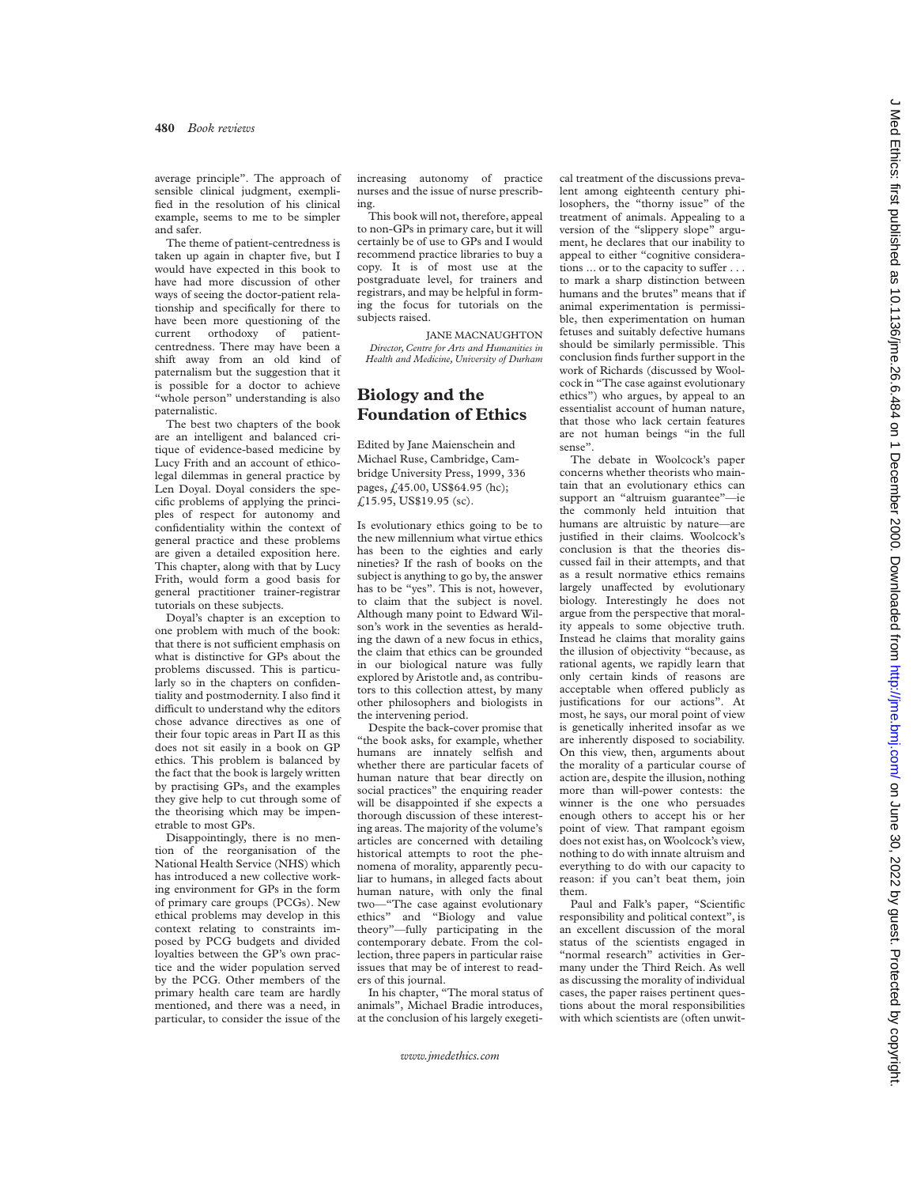average principle". The approach of sensible clinical judgment, exemplified in the resolution of his clinical example, seems to me to be simpler and safer.

The theme of patient-centredness is taken up again in chapter five, but I would have expected in this book to have had more discussion of other ways of seeing the doctor-patient relationship and specifically for there to have been more questioning of the current orthodoxy of patient-centredness. There may have been a shift away from an old kind of paternalism but the suggestion that it is possible for a doctor to achieve "whole person" understanding is also paternalistic.

The best two chapters of the book are an intelligent and balanced critique of evidence-based medicine by Lucy Frith and an account of ethico-legal dilemmas in general practice by Len Doyal. Doyal considers the specific problems of applying the principles of respect for autonomy and confidentiality within the context of general practice and these problems are given a detailed exposition here. This chapter, along with that by Lucy Frith, would form a good basis for general practitioner trainer-registrar tutorials on these subjects.

Doyal's chapter is an exception to one problem with much of the book: that there is not sufficient emphasis on what is distinctive for GPs about the problems discussed. This is particularly so in the chapters on confidentiality and postmodernity. I also find it difficult to understand why the editors chose advance directives as one of their four topic areas in Part II as this does not sit easily in a book on GP ethics. This problem is balanced by the fact that the book is largely written by practising GPs, and the examples they give help to cut through some of the theorising which may be impenetrable to most GPs.

Disappointingly, there is no mention of the reorganisation of the National Health Service (NHS) which has introduced a new collective working environment for GPs in the form of primary care groups (PCGs). New ethical problems may develop in this context relating to constraints imposed by PCG budgets and divided loyalties between the GP's own practice and the wider population served by the PCG. Other members of the primary health care team are hardly mentioned, and there was a need, in particular, to consider the issue of the increasing autonomy of practice nurses and the issue of nurse prescribing.

This book will not, therefore, appeal to non-GPs in primary care, but it will certainly be of use to GPs and I would recommend practice libraries to buy a copy. It is of most use at the postgraduate level, for trainers and registrars, and may be helpful in forming the focus for tutorials on the subjects raised.

JANE MACNAUGHTON
*Director, Centre for Arts and Humanities in Health and Medicine, University of Durham*

## Biology and the Foundation of Ethics

Edited by Jane Maienschein and Michael Ruse, Cambridge, Cambridge University Press, 1999, 336 pages, £45.00, US$64.95 (hc); £15.95, US$19.95 (sc).

Is evolutionary ethics going to be to the new millennium what virtue ethics has been to the eighties and early nineties? If the rash of books on the subject is anything to go by, the answer has to be "yes". This is not, however, to claim that the subject is novel. Although many point to Edward Wilson's work in the seventies as heralding the dawn of a new focus in ethics, the claim that ethics can be grounded in our biological nature was fully explored by Aristotle and, as contributors to this collection attest, by many other philosophers and biologists in the intervening period.

Despite the back-cover promise that "the book asks, for example, whether humans are innately selfish and whether there are particular facets of human nature that bear directly on social practices" the enquiring reader will be disappointed if she expects a thorough discussion of these interesting areas. The majority of the volume's articles are concerned with detailing historical attempts to root the phenomena of morality, apparently peculiar to humans, in alleged facts about human nature, with only the final two—"The case against evolutionary ethics" and "Biology and value theory"—fully participating in the contemporary debate. From the collection, three papers in particular raise issues that may be of interest to readers of this journal.

In his chapter, "The moral status of animals", Michael Bradie introduces, at the conclusion of his largely exegetical treatment of the discussions prevalent among eighteenth century philosophers, the "thorny issue" of the treatment of animals. Appealing to a version of the "slippery slope" argument, he declares that our inability to appeal to either "cognitive considerations ... or to the capacity to suffer . . . to mark a sharp distinction between humans and the brutes" means that if animal experimentation is permissible, then experimentation on human fetuses and suitably defective humans should be similarly permissible. This conclusion finds further support in the work of Richards (discussed by Woolcock in "The case against evolutionary ethics") who argues, by appeal to an essentialist account of human nature, that those who lack certain features are not human beings "in the full sense".

The debate in Woolcock's paper concerns whether theorists who maintain that an evolutionary ethics can support an "altruism guarantee"—ie the commonly held intuition that humans are altruistic by nature—are justified in their claims. Woolcock's conclusion is that the theories discussed fail in their attempts, and that as a result normative ethics remains largely unaffected by evolutionary biology. Interestingly he does not argue from the perspective that morality appeals to some objective truth. Instead he claims that morality gains the illusion of objectivity "because, as rational agents, we rapidly learn that only certain kinds of reasons are acceptable when offered publicly as justifications for our actions". At most, he says, our moral point of view is genetically inherited insofar as we are inherently disposed to sociability. On this view, then, arguments about the morality of a particular course of action are, despite the illusion, nothing more than will-power contests: the winner is the one who persuades enough others to accept his or her point of view. That rampant egoism does not exist has, on Woolcock's view, nothing to do with innate altruism and everything to do with our capacity to reason: if you can't beat them, join them.

Paul and Falk's paper, "Scientific responsibility and political context", is an excellent discussion of the moral status of the scientists engaged in "normal research" activities in Germany under the Third Reich. As well as discussing the morality of individual cases, the paper raises pertinent questions about the moral responsibilities with which scientists are (often unwit-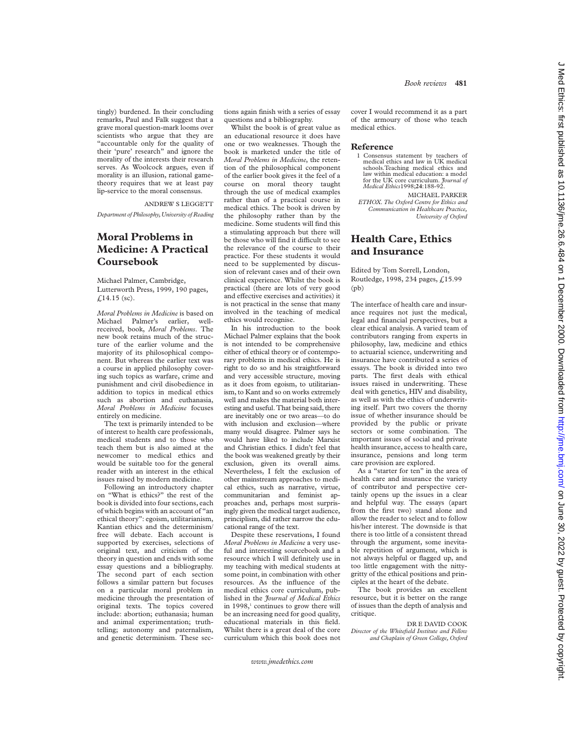tingly) burdened. In their concluding remarks, Paul and Falk suggest that a grave moral question-mark looms over scientists who argue that they are "accountable only for the quality of their 'pure' research" and ignore the morality of the interests their research serves. As Woolcock argues, even if morality is an illusion, rational game-theory requires that we at least pay lip-service to the moral consensus.

ANDREW S LEGGETT
*Department of Philosophy, University of Reading*

## Moral Problems in Medicine: A Practical Coursebook

Michael Palmer, Cambridge, Lutterworth Press, 1999, 190 pages, £14.15 (sc).

*Moral Problems in Medicine* is based on Michael Palmer's earlier, well-received, book, *Moral Problems*. The new book retains much of the structure of the earlier volume and the majority of its philosophical component. But whereas the earlier text was a course in applied philosophy covering such topics as warfare, crime and punishment and civil disobedience in addition to topics in medical ethics such as abortion and euthanasia, *Moral Problems in Medicine* focuses entirely on medicine.

The text is primarily intended to be of interest to health care professionals, medical students and to those who teach them but is also aimed at the newcomer to medical ethics and would be suitable too for the general reader with an interest in the ethical issues raised by modern medicine.

Following an introductory chapter on "What is ethics?" the rest of the book is divided into four sections, each of which begins with an account of "an ethical theory": egoism, utilitarianism, Kantian ethics and the determinism/free will debate. Each account is supported by exercises, selections of original text, and criticism of the theory in question and ends with some essay questions and a bibliography. The second part of each section follows a similar pattern but focuses on a particular moral problem in medicine through the presentation of original texts. The topics covered include: abortion; euthanasia; human and animal experimentation; truth-telling; autonomy and paternalism, and genetic determinism. These sections again finish with a series of essay questions and a bibliography.

Whilst the book is of great value as an educational resource it does have one or two weaknesses. Though the book is marketed under the title of *Moral Problems in Medicine*, the retention of the philosophical component of the earlier book gives it the feel of a course on moral theory taught through the use of medical examples rather than of a practical course in medical ethics. The book is driven by the philosophy rather than by the medicine. Some students will find this a stimulating approach but there will be those who will find it difficult to see the relevance of the course to their practice. For these students it would need to be supplemented by discussion of relevant cases and of their own clinical experience. Whilst the book is practical (there are lots of very good and effective exercises and activities) it is not practical in the sense that many involved in the teaching of medical ethics would recognise.

In his introduction to the book Michael Palmer explains that the book is not intended to be comprehensive either of ethical theory or of contemporary problems in medical ethics. He is right to do so and his straightforward and very accessible structure, moving as it does from egoism, to utilitarianism, to Kant and so on works extremely well and makes the material both interesting and useful. That being said, there are inevitably one or two areas—to do with inclusion and exclusion—where many would disagree. Palmer says he would have liked to include Marxist and Christian ethics. I didn't feel that the book was weakened greatly by their exclusion, given its overall aims. Nevertheless, I felt the exclusion of other mainstream approaches to medical ethics, such as narrative, virtue, communitarian and feminist approaches and, perhaps most surprisingly given the medical target audience, principlism, did rather narrow the educational range of the text.

Despite these reservations, I found *Moral Problems in Medicine* a very useful and interesting sourcebook and a resource which I will definitely use in my teaching with medical students at some point, in combination with other resources. As the influence of the medical ethics core curriculum, published in the *Journal of Medical Ethics* in 1998,[1] continues to grow there will be an increasing need for good quality, educational materials in this field. Whilst there is a great deal of the core curriculum which this book does not cover I would recommend it as a part of the armoury of those who teach medical ethics.

### Reference

1 Consensus statement by teachers of medical ethics and law in UK medical schools. Teaching medical ethics and law within medical education: a model for the UK core curriculum. *Journal of Medical Ethics* 1998;**24**:188-92.

MICHAEL PARKER
*ETHOX. The Oxford Centre for Ethics and Communication in Healthcare Practice, University of Oxford*

## Health Care, Ethics and Insurance

Edited by Tom Sorrell, London, Routledge, 1998, 234 pages, £15.99 (pb)

The interface of health care and insurance requires not just the medical, legal and financial perspectives, but a clear ethical analysis. A varied team of contributors ranging from experts in philosophy, law, medicine and ethics to actuarial science, underwriting and insurance have contributed a series of essays. The book is divided into two parts. The first deals with ethical issues raised in underwriting. These deal with genetics, HIV and disability, as well as with the ethics of underwriting itself. Part two covers the thorny issue of whether insurance should be provided by the public or private sectors or some combination. The important issues of social and private health insurance, access to health care, insurance, pensions and long term care provision are explored.

As a "starter for ten" in the area of health care and insurance the variety of contributor and perspective certainly opens up the issues in a clear and helpful way. The essays (apart from the first two) stand alone and allow the reader to select and to follow his/her interest. The downside is that there is too little of a consistent thread through the argument, some inevitable repetition of argument, which is not always helpful or flagged up, and too little engagement with the nitty-gritty of the ethical positions and principles at the heart of the debate.

The book provides an excellent resource, but it is better on the range of issues than the depth of analysis and critique.

DR E DAVID COOK
*Director of the Whitefield Institute and Fellow and Chaplain of Green College, Oxford*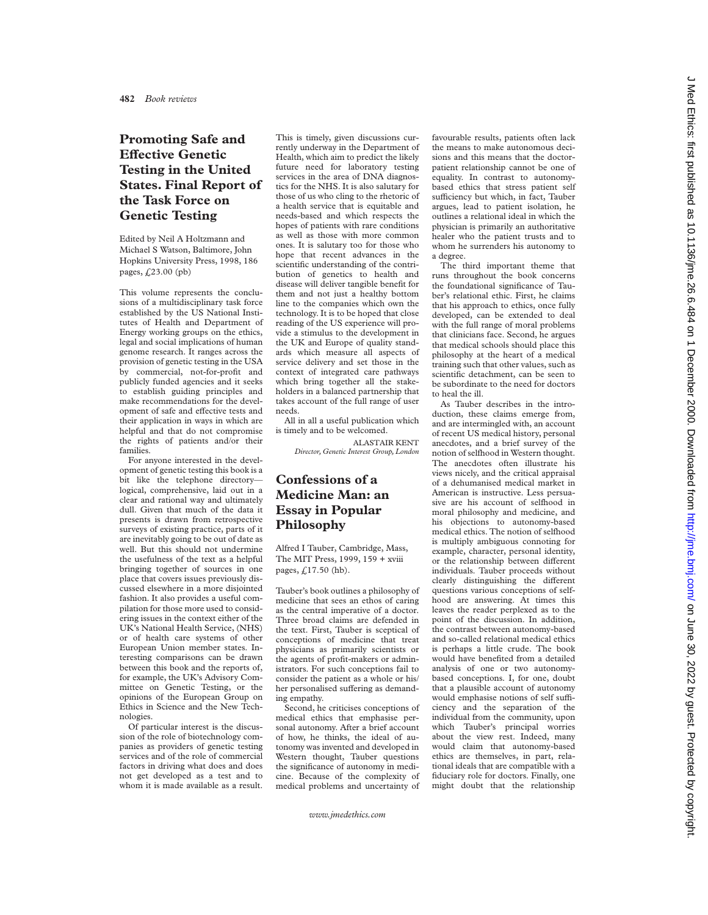## Promoting Safe and Effective Genetic Testing in the United States. Final Report of the Task Force on Genetic Testing

Edited by Neil A Holtzmann and Michael S Watson, Baltimore, John Hopkins University Press, 1998, 186 pages, £23.00 (pb)

This volume represents the conclusions of a multidisciplinary task force established by the US National Institutes of Health and Department of Energy working groups on the ethics, legal and social implications of human genome research. It ranges across the provision of genetic testing in the USA by commercial, not-for-profit and publicly funded agencies and it seeks to establish guiding principles and make recommendations for the development of safe and effective tests and their application in ways in which are helpful and that do not compromise the rights of patients and/or their families.

For anyone interested in the development of genetic testing this book is a bit like the telephone directory—logical, comprehensive, laid out in a clear and rational way and ultimately dull. Given that much of the data it presents is drawn from retrospective surveys of existing practice, parts of it are inevitably going to be out of date as well. But this should not undermine the usefulness of the text as a helpful bringing together of sources in one place that covers issues previously discussed elsewhere in a more disjointed fashion. It also provides a useful compilation for those more used to considering issues in the context either of the UK's National Health Service, (NHS) or of health care systems of other European Union member states. Interesting comparisons can be drawn between this book and the reports of, for example, the UK's Advisory Committee on Genetic Testing, or the opinions of the European Group on Ethics in Science and the New Technologies.

Of particular interest is the discussion of the role of biotechnology companies as providers of genetic testing services and of the role of commercial factors in driving what does and does not get developed as a test and to whom it is made available as a result. This is timely, given discussions currently underway in the Department of Health, which aim to predict the likely future need for laboratory testing services in the area of DNA diagnostics for the NHS. It is also salutary for those of us who cling to the rhetoric of a health service that is equitable and needs-based and which respects the hopes of patients with rare conditions as well as those with more common ones. It is salutary too for those who hope that recent advances in the scientific understanding of the contribution of genetics to health and disease will deliver tangible benefit for them and not just a healthy bottom line to the companies which own the technology. It is to be hoped that close reading of the US experience will provide a stimulus to the development in the UK and Europe of quality standards which measure all aspects of service delivery and set those in the context of integrated care pathways which bring together all the stakeholders in a balanced partnership that takes account of the full range of user needs.

All in all a useful publication which is timely and to be welcomed.

ALASTAIR KENT
*Director, Genetic Interest Group, London*

## Confessions of a Medicine Man: an Essay in Popular Philosophy

Alfred I Tauber, Cambridge, Mass, The MIT Press, 1999, 159 + xviii pages, £17.50 (hb).

Tauber's book outlines a philosophy of medicine that sees an ethos of caring as the central imperative of a doctor. Three broad claims are defended in the text. First, Tauber is sceptical of conceptions of medicine that treat physicians as primarily scientists or the agents of profit-makers or administrators. For such conceptions fail to consider the patient as a whole or his/her personalised suffering as demanding empathy.

Second, he criticises conceptions of medical ethics that emphasise personal autonomy. After a brief account of how, he thinks, the ideal of autonomy was invented and developed in Western thought, Tauber questions the significance of autonomy in medicine. Because of the complexity of medical problems and uncertainty of favourable results, patients often lack the means to make autonomous decisions and this means that the doctor-patient relationship cannot be one of equality. In contrast to autonomy-based ethics that stress patient self sufficiency but which, in fact, Tauber argues, lead to patient isolation, he outlines a relational ideal in which the physician is primarily an authoritative healer who the patient trusts and to whom he surrenders his autonomy to a degree.

The third important theme that runs throughout the book concerns the foundational significance of Tauber's relational ethic. First, he claims that his approach to ethics, once fully developed, can be extended to deal with the full range of moral problems that clinicians face. Second, he argues that medical schools should place this philosophy at the heart of a medical training such that other values, such as scientific detachment, can be seen to be subordinate to the need for doctors to heal the ill.

As Tauber describes in the introduction, these claims emerge from, and are intermingled with, an account of recent US medical history, personal anecdotes, and a brief survey of the notion of selfhood in Western thought. The anecdotes often illustrate his views nicely, and the critical appraisal of a dehumanised medical market in American is instructive. Less persuasive are his account of selfhood in moral philosophy and medicine, and his objections to autonomy-based medical ethics. The notion of selfhood is multiply ambiguous connoting for example, character, personal identity, or the relationship between different individuals. Tauber proceeds without clearly distinguishing the different questions various conceptions of selfhood are answering. At times this leaves the reader perplexed as to the point of the discussion. In addition, the contrast between autonomy-based and so-called relational medical ethics is perhaps a little crude. The book would have benefited from a detailed analysis of one or two autonomy-based conceptions. I, for one, doubt that a plausible account of autonomy would emphasise notions of self sufficiency and the separation of the individual from the community, upon which Tauber's principal worries about the view rest. Indeed, many would claim that autonomy-based ethics are themselves, in part, relational ideals that are compatible with a fiduciary role for doctors. Finally, one might doubt that the relationship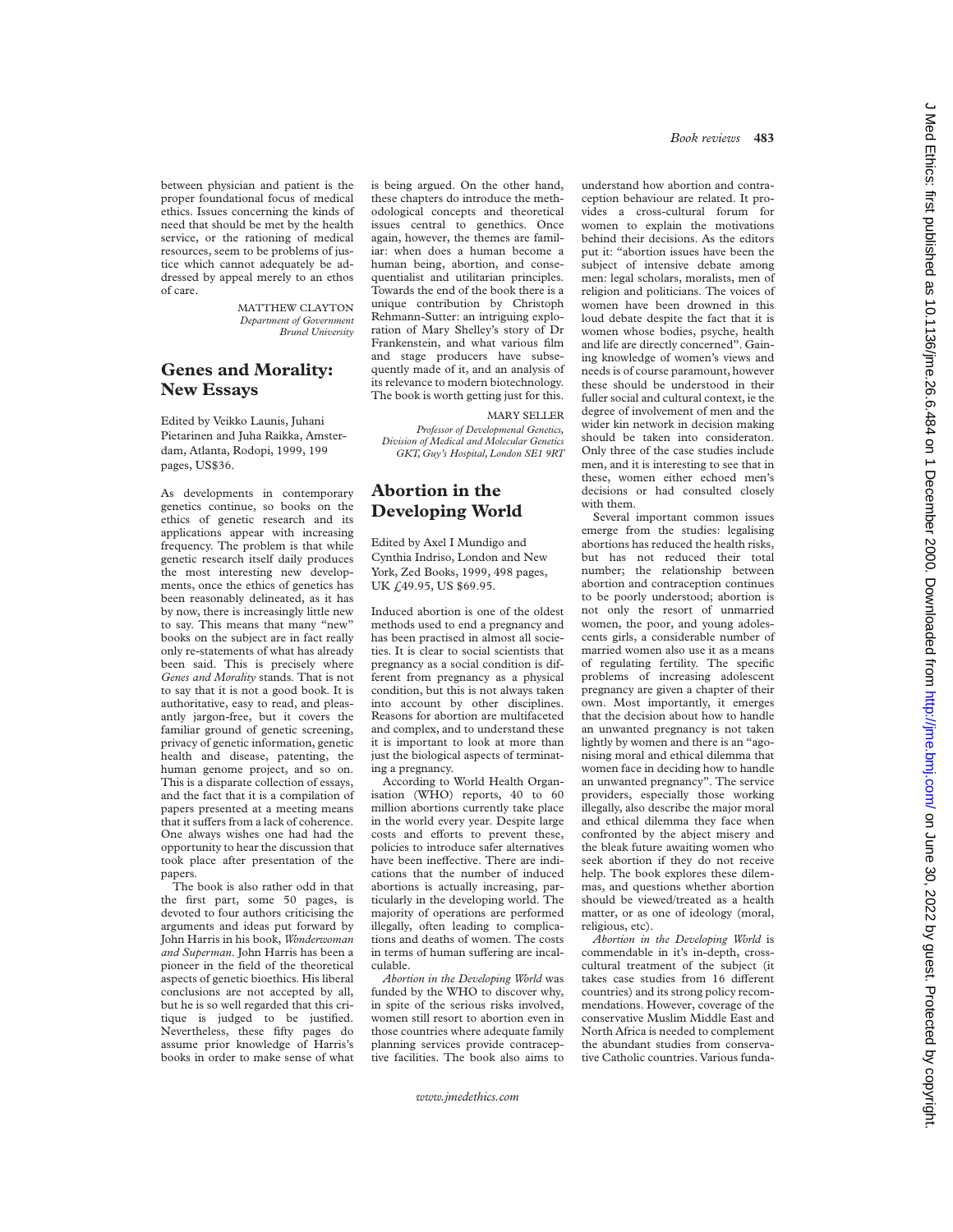between physician and patient is the proper foundational focus of medical ethics. Issues concerning the kinds of need that should be met by the health service, or the rationing of medical resources, seem to be problems of justice which cannot adequately be addressed by appeal merely to an ethos of care.

MATTHEW CLAYTON
*Department of Government*
*Brunel University*

## Genes and Morality: New Essays

Edited by Veikko Launis, Juhani Pietarinen and Juha Raikka, Amsterdam, Atlanta, Rodopi, 1999, 199 pages, US$36.

As developments in contemporary genetics continue, so books on the ethics of genetic research and its applications appear with increasing frequency. The problem is that while genetic research itself daily produces the most interesting new developments, once the ethics of genetics has been reasonably delineated, as it has by now, there is increasingly little new to say. This means that many "new" books on the subject are in fact really only re-statements of what has already been said. This is precisely where *Genes and Morality* stands. That is not to say that it is not a good book. It is authoritative, easy to read, and pleasantly jargon-free, but it covers the familiar ground of genetic screening, privacy of genetic information, genetic health and disease, patenting, the human genome project, and so on. This is a disparate collection of essays, and the fact that it is a compilation of papers presented at a meeting means that it suffers from a lack of coherence. One always wishes one had had the opportunity to hear the discussion that took place after presentation of the papers.

The book is also rather odd in that the first part, some 50 pages, is devoted to four authors criticising the arguments and ideas put forward by John Harris in his book, *Wonderwoman and Superman*. John Harris has been a pioneer in the field of the theoretical aspects of genetic bioethics. His liberal conclusions are not accepted by all, but he is so well regarded that this critique is judged to be justified. Nevertheless, these fifty pages do assume prior knowledge of Harris's books in order to make sense of what is being argued. On the other hand, these chapters do introduce the methodological concepts and theoretical issues central to genethics. Once again, however, the themes are familiar: when does a human become a human being, abortion, and consequentialist and utilitarian principles. Towards the end of the book there is a unique contribution by Christoph Rehmann-Sutter: an intriguing exploration of Mary Shelley's story of Dr Frankenstein, and what various film and stage producers have subsequently made of it, and an analysis of its relevance to modern biotechnology. The book is worth getting just for this.

MARY SELLER
*Professor of Developmenal Genetics, Division of Medical and Molecular Genetics GKT, Guy's Hospital, London SE1 9RT*

## Abortion in the Developing World

Edited by Axel I Mundigo and Cynthia Indriso, London and New York, Zed Books, 1999, 498 pages, UK £49.95, US $69.95.

Induced abortion is one of the oldest methods used to end a pregnancy and has been practised in almost all societies. It is clear to social scientists that pregnancy as a social condition is different from pregnancy as a physical condition, but this is not always taken into account by other disciplines. Reasons for abortion are multifaceted and complex, and to understand these it is important to look at more than just the biological aspects of terminating a pregnancy.

According to World Health Organisation (WHO) reports, 40 to 60 million abortions currently take place in the world every year. Despite large costs and efforts to prevent these, policies to introduce safer alternatives have been ineffective. There are indications that the number of induced abortions is actually increasing, particularly in the developing world. The majority of operations are performed illegally, often leading to complications and deaths of women. The costs in terms of human suffering are incalculable.

*Abortion in the Developing World* was funded by the WHO to discover why, in spite of the serious risks involved, women still resort to abortion even in those countries where adequate family planning services provide contraceptive facilities. The book also aims to understand how abortion and contraception behaviour are related. It provides a cross-cultural forum for women to explain the motivations behind their decisions. As the editors put it: "abortion issues have been the subject of intensive debate among men: legal scholars, moralists, men of religion and politicians. The voices of women have been drowned in this loud debate despite the fact that it is women whose bodies, psyche, health and life are directly concerned". Gaining knowledge of women's views and needs is of course paramount, however these should be understood in their fuller social and cultural context, ie the degree of involvement of men and the wider kin network in decision making should be taken into consideraton. Only three of the case studies include men, and it is interesting to see that in these, women either echoed men's decisions or had consulted closely with them.

Several important common issues emerge from the studies: legalising abortions has reduced the health risks, but has not reduced their total number; the relationship between abortion and contraception continues to be poorly understood; abortion is not only the resort of unmarried women, the poor, and young adolescents girls, a considerable number of married women also use it as a means of regulating fertility. The specific problems of increasing adolescent pregnancy are given a chapter of their own. Most importantly, it emerges that the decision about how to handle an unwanted pregnancy is not taken lightly by women and there is an "agonising moral and ethical dilemma that women face in deciding how to handle an unwanted pregnancy". The service providers, especially those working illegally, also describe the major moral and ethical dilemma they face when confronted by the abject misery and the bleak future awaiting women who seek abortion if they do not receive help. The book explores these dilemmas, and questions whether abortion should be viewed/treated as a health matter, or as one of ideology (moral, religious, etc).

*Abortion in the Developing World* is commendable in it's in-depth, cross-cultural treatment of the subject (it takes case studies from 16 different countries) and its strong policy recommendations. However, coverage of the conservative Muslim Middle East and North Africa is needed to complement the abundant studies from conservative Catholic countries. Various funda-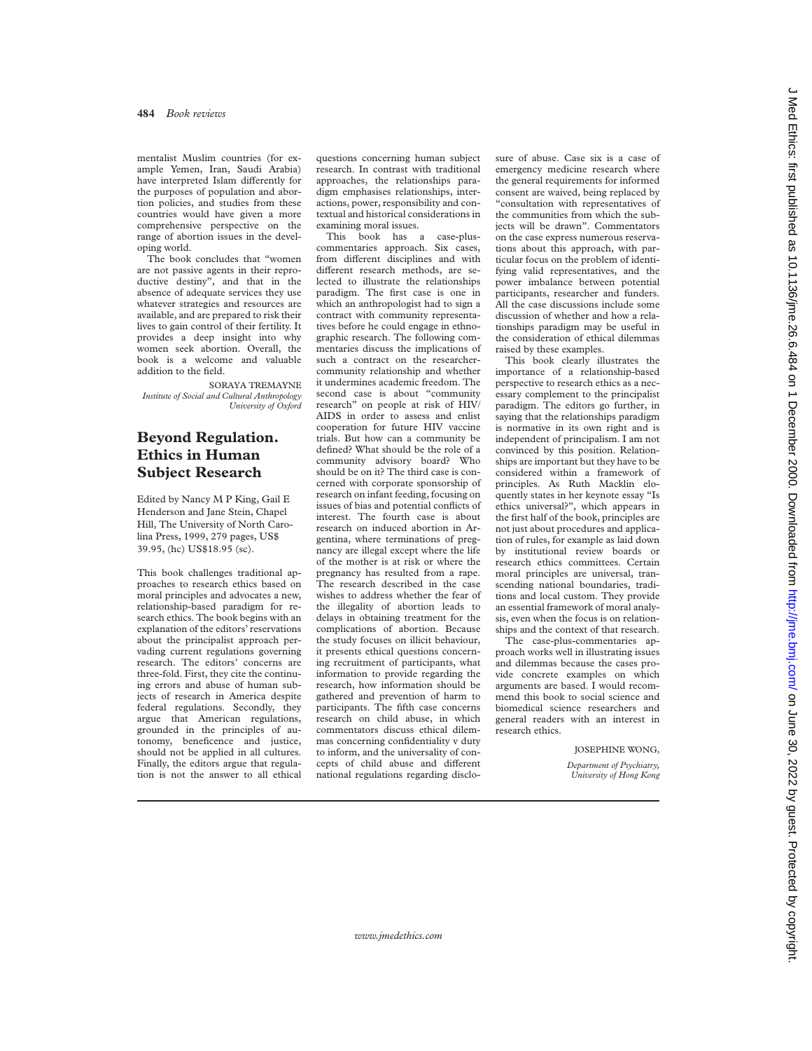mentalist Muslim countries (for example Yemen, Iran, Saudi Arabia) have interpreted Islam differently for the purposes of population and abortion policies, and studies from these countries would have given a more comprehensive perspective on the range of abortion issues in the developing world.

The book concludes that "women are not passive agents in their reproductive destiny", and that in the absence of adequate services they use whatever strategies and resources are available, and are prepared to risk their lives to gain control of their fertility. It provides a deep insight into why women seek abortion. Overall, the book is a welcome and valuable addition to the field.

SORAYA TREMAYNE
*Institute of Social and Cultural Anthropology*
*University of Oxford*

## Beyond Regulation. Ethics in Human Subject Research

Edited by Nancy M P King, Gail E Henderson and Jane Stein, Chapel Hill, The University of North Carolina Press, 1999, 279 pages, US$ 39.95, (hc) US$18.95 (sc).

This book challenges traditional approaches to research ethics based on moral principles and advocates a new, relationship-based paradigm for research ethics. The book begins with an explanation of the editors' reservations about the principalist approach pervading current regulations governing research. The editors' concerns are three-fold. First, they cite the continuing errors and abuse of human subjects of research in America despite federal regulations. Secondly, they argue that American regulations, grounded in the principles of autonomy, beneficence and justice, should not be applied in all cultures. Finally, the editors argue that regulation is not the answer to all ethical questions concerning human subject research. In contrast with traditional approaches, the relationships paradigm emphasises relationships, interactions, power, responsibility and contextual and historical considerations in examining moral issues.

This book has a case-plus-commentaries approach. Six cases, from different disciplines and with different research methods, are selected to illustrate the relationships paradigm. The first case is one in which an anthropologist had to sign a contract with community representatives before he could engage in ethnographic research. The following commentaries discuss the implications of such a contract on the researcher-community relationship and whether it undermines academic freedom. The second case is about "community research" on people at risk of HIV/AIDS in order to assess and enlist cooperation for future HIV vaccine trials. But how can a community be defined? What should be the role of a community advisory board? Who should be on it? The third case is concerned with corporate sponsorship of research on infant feeding, focusing on issues of bias and potential conflicts of interest. The fourth case is about research on induced abortion in Argentina, where terminations of pregnancy are illegal except where the life of the mother is at risk or where the pregnancy has resulted from a rape. The research described in the case wishes to address whether the fear of the illegality of abortion leads to delays in obtaining treatment for the complications of abortion. Because the study focuses on illicit behaviour, it presents ethical questions concerning recruitment of participants, what information to provide regarding the research, how information should be gathered and prevention of harm to participants. The fifth case concerns research on child abuse, in which commentators discuss ethical dilemmas concerning confidentiality v duty to inform, and the universality of concepts of child abuse and different national regulations regarding disclosure of abuse. Case six is a case of emergency medicine research where the general requirements for informed consent are waived, being replaced by "consultation with representatives of the communities from which the subjects will be drawn". Commentators on the case express numerous reservations about this approach, with particular focus on the problem of identifying valid representatives, and the power imbalance between potential participants, researcher and funders. All the case discussions include some discussion of whether and how a relationships paradigm may be useful in the consideration of ethical dilemmas raised by these examples.

This book clearly illustrates the importance of a relationship-based perspective to research ethics as a necessary complement to the principalist paradigm. The editors go further, in saying that the relationships paradigm is normative in its own right and is independent of principalism. I am not convinced by this position. Relationships are important but they have to be considered within a framework of principles. As Ruth Macklin eloquently states in her keynote essay "Is ethics universal?", which appears in the first half of the book, principles are not just about procedures and application of rules, for example as laid down by institutional review boards or research ethics committees. Certain moral principles are universal, transcending national boundaries, traditions and local custom. They provide an essential framework of moral analysis, even when the focus is on relationships and the context of that research.

The case-plus-commentaries approach works well in illustrating issues and dilemmas because the cases provide concrete examples on which arguments are based. I would recommend this book to social science and biomedical science researchers and general readers with an interest in research ethics.

JOSEPHINE WONG,
*Department of Psychiatry,*
*University of Hong Kong*